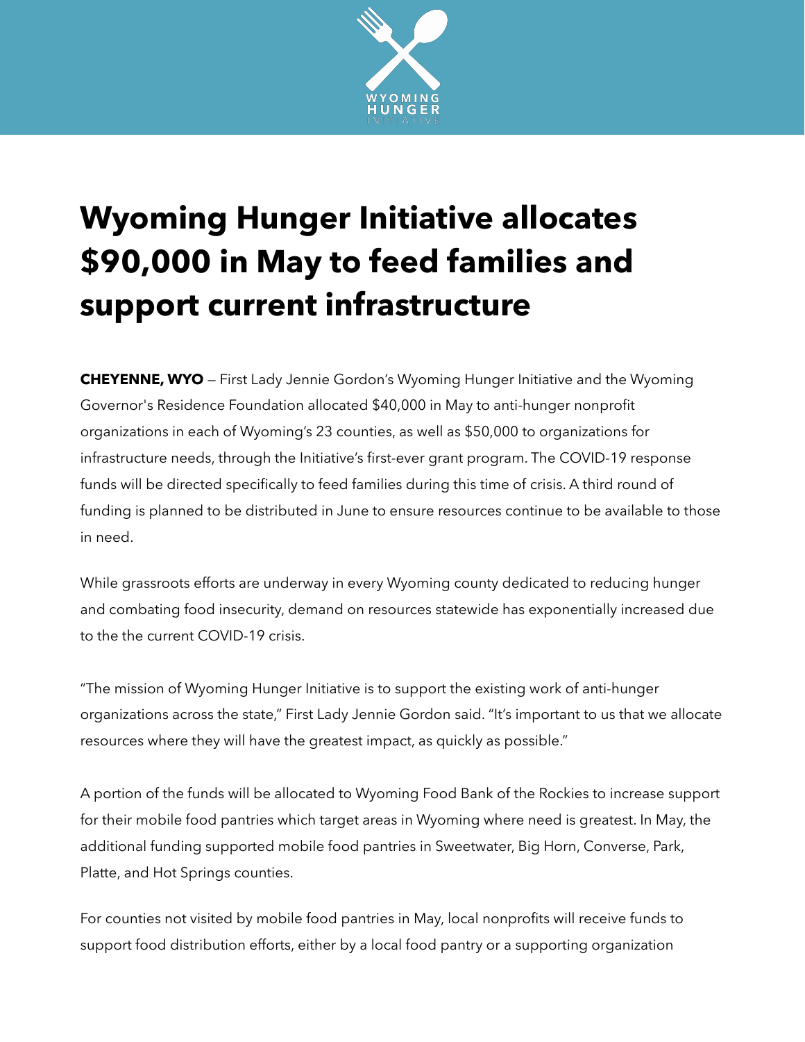# Wyoming Hunger Initiative allocates $90,000 in May to feed families and support current infrastructure

**CHEYENNE, WYO** — First Lady Jennie Gordon's Wyoming Hunger Initiative and the Wyoming Governor's Residence Foundation allocated $40,000 in May to anti-hunger nonprofit organizations in each of Wyoming's 23 counties, as well as $50,000 to organizations for infrastructure needs, through the Initiative's first-ever grant program. The COVID-19 response funds will be directed specifically to feed families during this time of crisis. A third round of funding is planned to be distributed in June to ensure resources continue to be available to those in need.

While grassroots efforts are underway in every Wyoming county dedicated to reducing hunger and combating food insecurity, demand on resources statewide has exponentially increased due to the the current COVID-19 crisis.

"The mission of Wyoming Hunger Initiative is to support the existing work of anti-hunger organizations across the state," First Lady Jennie Gordon said. "It's important to us that we allocate resources where they will have the greatest impact, as quickly as possible."

A portion of the funds will be allocated to Wyoming Food Bank of the Rockies to increase support for their mobile food pantries which target areas in Wyoming where need is greatest. In May, the additional funding supported mobile food pantries in Sweetwater, Big Horn, Converse, Park, Platte, and Hot Springs counties.

For counties not visited by mobile food pantries in May, local nonprofits will receive funds to support food distribution efforts, either by a local food pantry or a supporting organization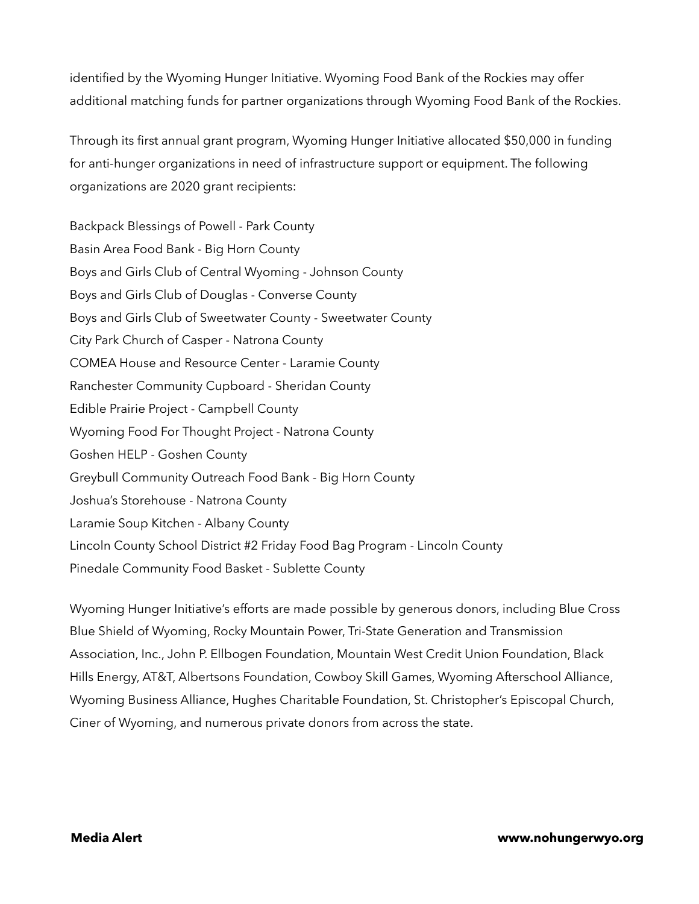identified by the Wyoming Hunger Initiative. Wyoming Food Bank of the Rockies may offer additional matching funds for partner organizations through Wyoming Food Bank of the Rockies.

Through its first annual grant program, Wyoming Hunger Initiative allocated $50,000 in funding for anti-hunger organizations in need of infrastructure support or equipment. The following organizations are 2020 grant recipients:

Backpack Blessings of Powell - Park County
Basin Area Food Bank - Big Horn County
Boys and Girls Club of Central Wyoming - Johnson County
Boys and Girls Club of Douglas - Converse County
Boys and Girls Club of Sweetwater County - Sweetwater County
City Park Church of Casper - Natrona County
COMEA House and Resource Center - Laramie County
Ranchester Community Cupboard - Sheridan County
Edible Prairie Project - Campbell County
Wyoming Food For Thought Project - Natrona County
Goshen HELP - Goshen County
Greybull Community Outreach Food Bank - Big Horn County
Joshua's Storehouse - Natrona County
Laramie Soup Kitchen - Albany County
Lincoln County School District #2 Friday Food Bag Program - Lincoln County
Pinedale Community Food Basket - Sublette County

Wyoming Hunger Initiative's efforts are made possible by generous donors, including Blue Cross Blue Shield of Wyoming, Rocky Mountain Power, Tri-State Generation and Transmission Association, Inc., John P. Ellbogen Foundation, Mountain West Credit Union Foundation, Black Hills Energy, AT&T, Albertsons Foundation, Cowboy Skill Games, Wyoming Afterschool Alliance, Wyoming Business Alliance, Hughes Charitable Foundation, St. Christopher's Episcopal Church, Ciner of Wyoming, and numerous private donors from across the state.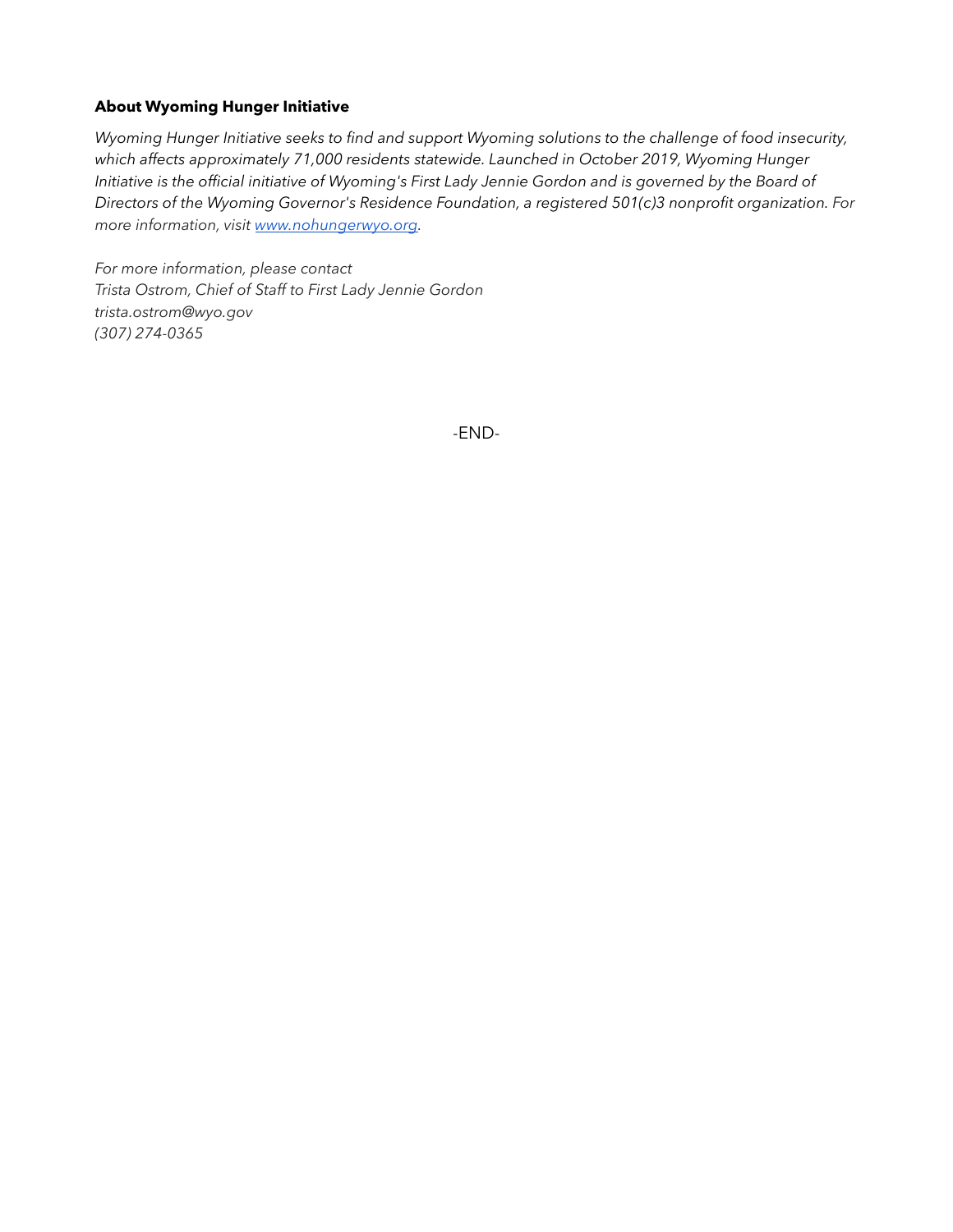**About Wyoming Hunger Initiative**

*Wyoming Hunger Initiative seeks to find and support Wyoming solutions to the challenge of food insecurity, which affects approximately 71,000 residents statewide. Launched in October 2019, Wyoming Hunger Initiative is the official initiative of Wyoming's First Lady Jennie Gordon and is governed by the Board of Directors of the Wyoming Governor's Residence Foundation, a registered 501(c)3 nonprofit organization. For more information, visit [www.nohungerwyo.org](http://www.nohungerwyo.org).*

*For more information, please contact*
*Trista Ostrom, Chief of Staff to First Lady Jennie Gordon*
*trista.ostrom@wyo.gov*
*(307) 274-0365*

-END-